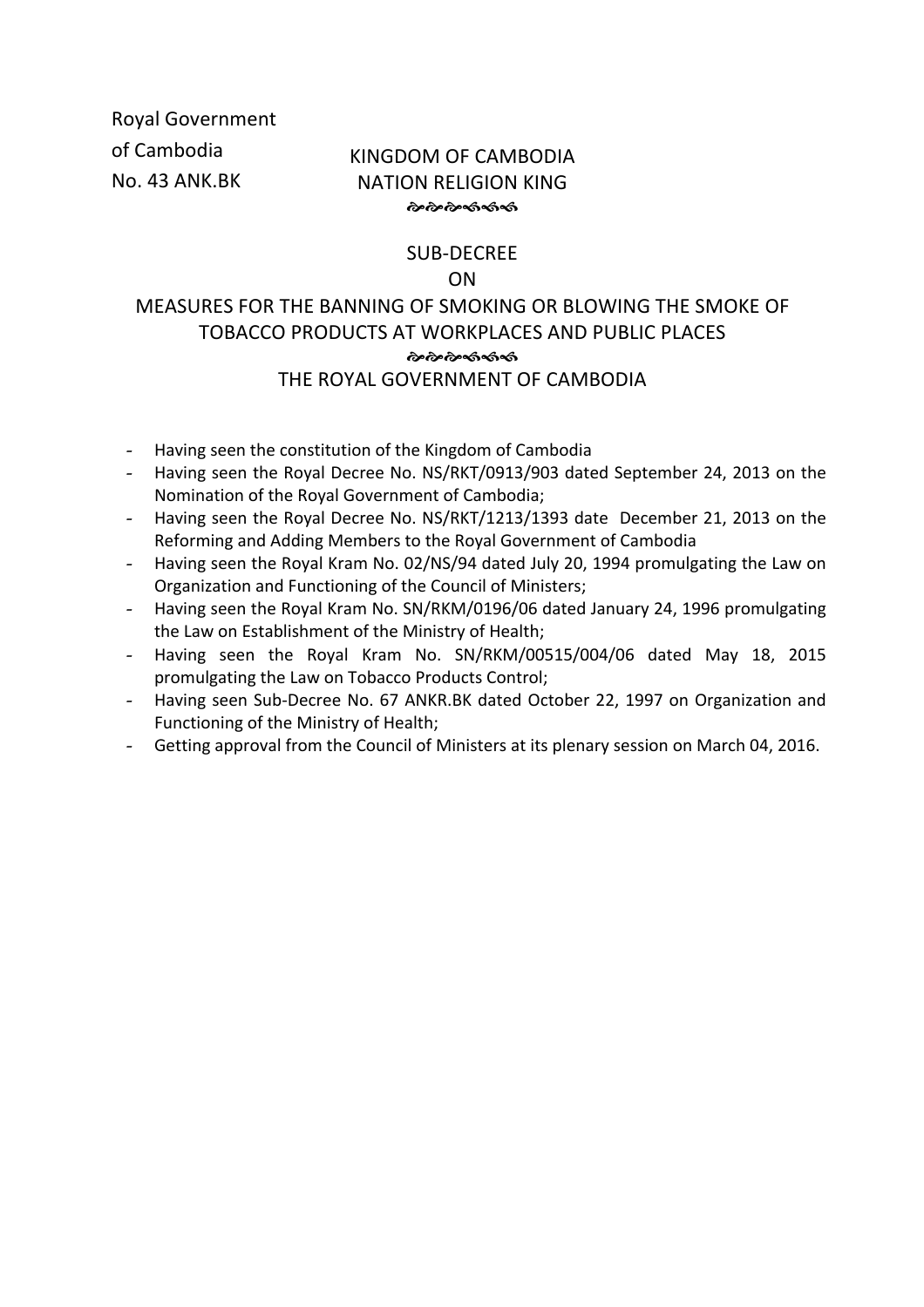Royal Government
of Cambodia
No. 43 ANK.BK

KINGDOM OF CAMBODIA
NATION RELIGION KING

# SUB-DECREE
# ON
# MEASURES FOR THE BANNING OF SMOKING OR BLOWING THE SMOKE OF TOBACCO PRODUCTS AT WORKPLACES AND PUBLIC PLACES

## THE ROYAL GOVERNMENT OF CAMBODIA

- Having seen the constitution of the Kingdom of Cambodia
- Having seen the Royal Decree No. NS/RKT/0913/903 dated September 24, 2013 on the Nomination of the Royal Government of Cambodia;
- Having seen the Royal Decree No. NS/RKT/1213/1393 date December 21, 2013 on the Reforming and Adding Members to the Royal Government of Cambodia
- Having seen the Royal Kram No. 02/NS/94 dated July 20, 1994 promulgating the Law on Organization and Functioning of the Council of Ministers;
- Having seen the Royal Kram No. SN/RKM/0196/06 dated January 24, 1996 promulgating the Law on Establishment of the Ministry of Health;
- Having seen the Royal Kram No. SN/RKM/00515/004/06 dated May 18, 2015 promulgating the Law on Tobacco Products Control;
- Having seen Sub-Decree No. 67 ANKR.BK dated October 22, 1997 on Organization and Functioning of the Ministry of Health;
- Getting approval from the Council of Ministers at its plenary session on March 04, 2016.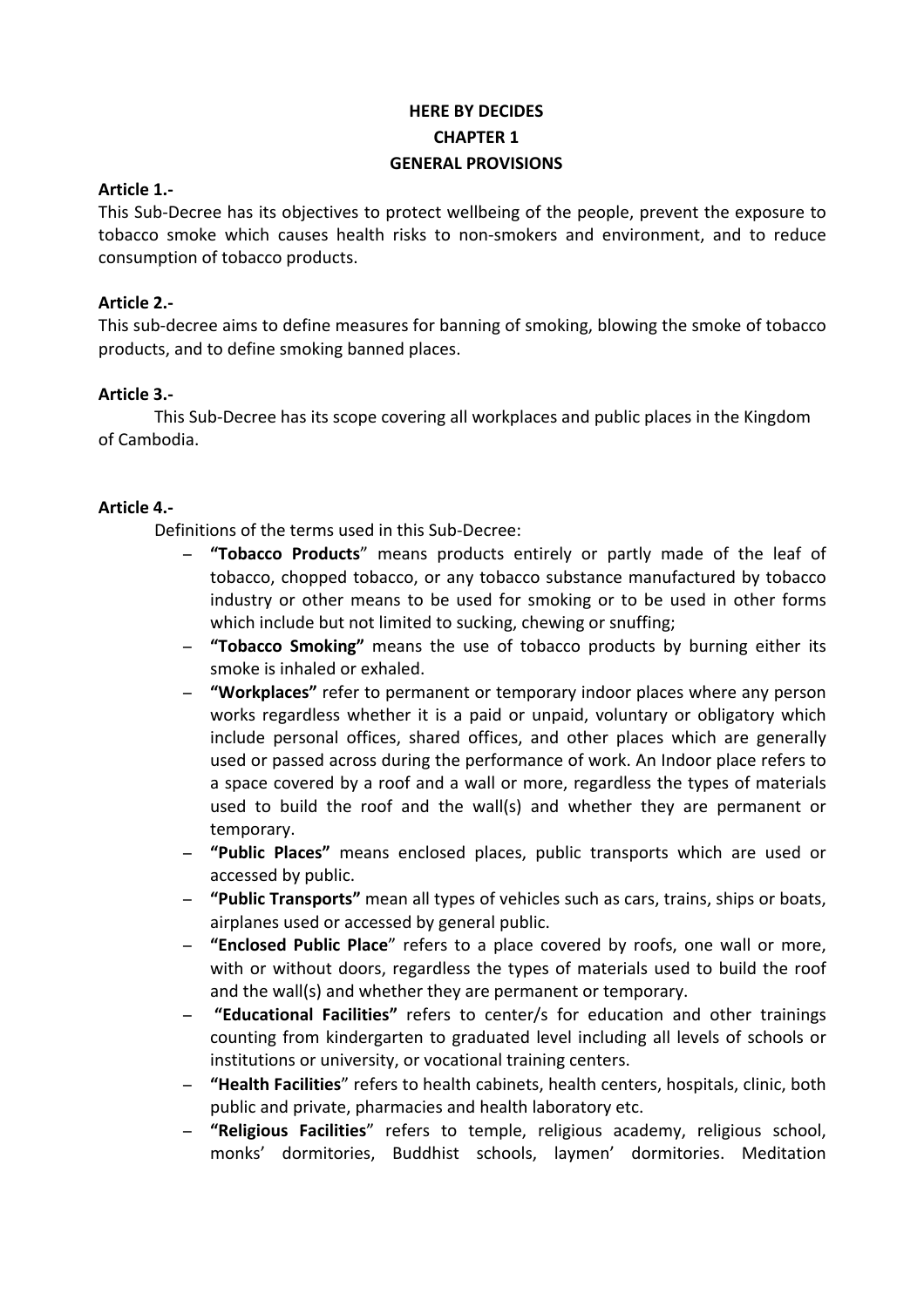**HERE BY DECIDES**

**CHAPTER 1**

**GENERAL PROVISIONS**

**Article 1.-**

This Sub-Decree has its objectives to protect wellbeing of the people, prevent the exposure to tobacco smoke which causes health risks to non-smokers and environment, and to reduce consumption of tobacco products.

**Article 2.-**

This sub-decree aims to define measures for banning of smoking, blowing the smoke of tobacco products, and to define smoking banned places.

**Article 3.-**

This Sub-Decree has its scope covering all workplaces and public places in the Kingdom of Cambodia.

**Article 4.-**

Definitions of the terms used in this Sub-Decree:

- **"Tobacco Products**" means products entirely or partly made of the leaf of tobacco, chopped tobacco, or any tobacco substance manufactured by tobacco industry or other means to be used for smoking or to be used in other forms which include but not limited to sucking, chewing or snuffing;
- **"Tobacco Smoking"** means the use of tobacco products by burning either its smoke is inhaled or exhaled.
- **"Workplaces"** refer to permanent or temporary indoor places where any person works regardless whether it is a paid or unpaid, voluntary or obligatory which include personal offices, shared offices, and other places which are generally used or passed across during the performance of work. An Indoor place refers to a space covered by a roof and a wall or more, regardless the types of materials used to build the roof and the wall(s) and whether they are permanent or temporary.
- **"Public Places"** means enclosed places, public transports which are used or accessed by public.
- **"Public Transports"** mean all types of vehicles such as cars, trains, ships or boats, airplanes used or accessed by general public.
- **"Enclosed Public Place**" refers to a place covered by roofs, one wall or more, with or without doors, regardless the types of materials used to build the roof and the wall(s) and whether they are permanent or temporary.
- **"Educational Facilities"** refers to center/s for education and other trainings counting from kindergarten to graduated level including all levels of schools or institutions or university, or vocational training centers.
- **"Health Facilities**" refers to health cabinets, health centers, hospitals, clinic, both public and private, pharmacies and health laboratory etc.
- **"Religious Facilities**" refers to temple, religious academy, religious school, monks' dormitories, Buddhist schools, laymen' dormitories. Meditation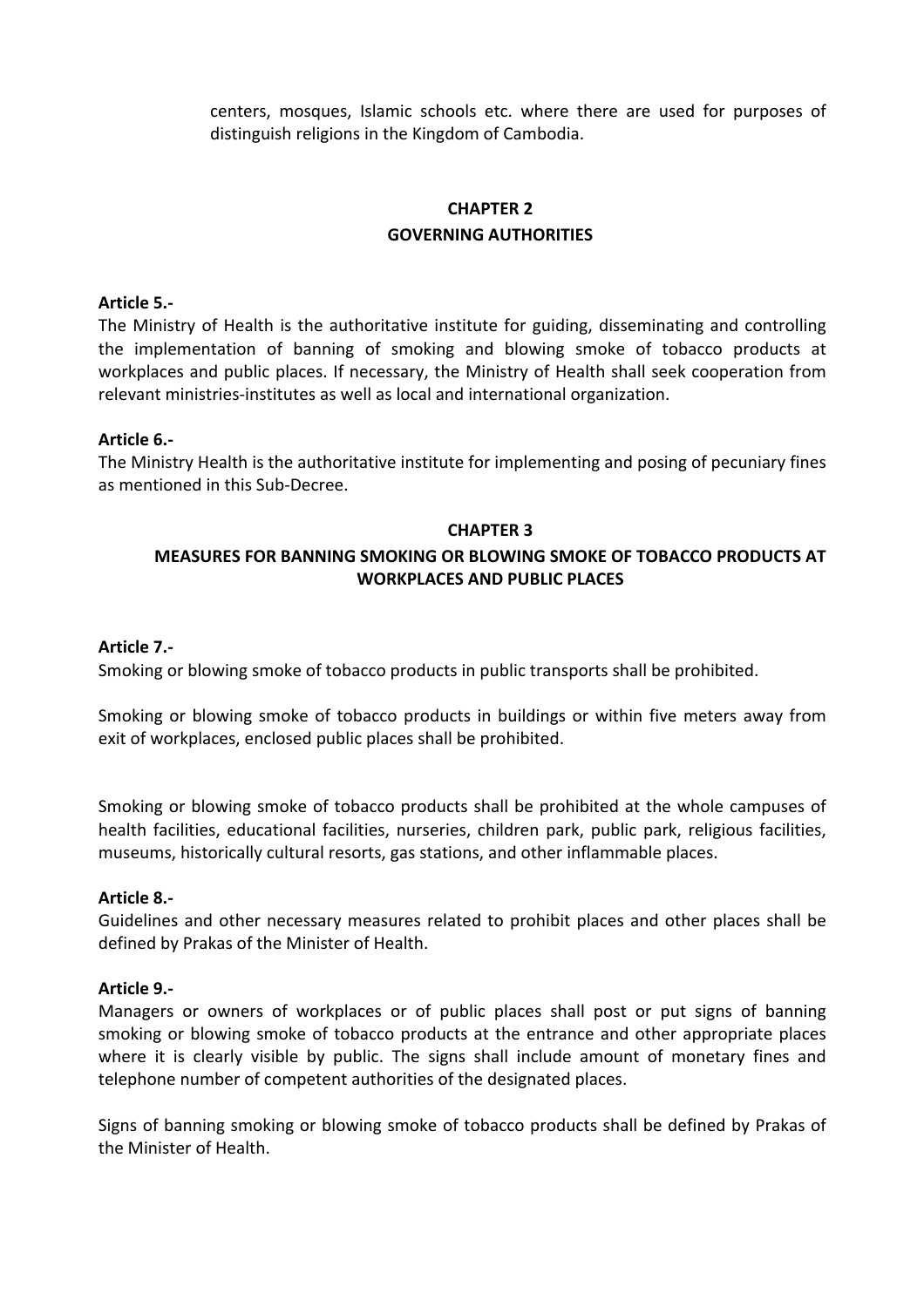centers, mosques, Islamic schools etc. where there are used for purposes of distinguish religions in the Kingdom of Cambodia.

## CHAPTER 2
## GOVERNING AUTHORITIES

**Article 5.-**
The Ministry of Health is the authoritative institute for guiding, disseminating and controlling the implementation of banning of smoking and blowing smoke of tobacco products at workplaces and public places. If necessary, the Ministry of Health shall seek cooperation from relevant ministries-institutes as well as local and international organization.

**Article 6.-**
The Ministry Health is the authoritative institute for implementing and posing of pecuniary fines as mentioned in this Sub-Decree.

## CHAPTER 3
## MEASURES FOR BANNING SMOKING OR BLOWING SMOKE OF TOBACCO PRODUCTS AT WORKPLACES AND PUBLIC PLACES

**Article 7.-**
Smoking or blowing smoke of tobacco products in public transports shall be prohibited.

Smoking or blowing smoke of tobacco products in buildings or within five meters away from exit of workplaces, enclosed public places shall be prohibited.

Smoking or blowing smoke of tobacco products shall be prohibited at the whole campuses of health facilities, educational facilities, nurseries, children park, public park, religious facilities, museums, historically cultural resorts, gas stations, and other inflammable places.

**Article 8.-**
Guidelines and other necessary measures related to prohibit places and other places shall be defined by Prakas of the Minister of Health.

**Article 9.-**
Managers or owners of workplaces or of public places shall post or put signs of banning smoking or blowing smoke of tobacco products at the entrance and other appropriate places where it is clearly visible by public. The signs shall include amount of monetary fines and telephone number of competent authorities of the designated places.

Signs of banning smoking or blowing smoke of tobacco products shall be defined by Prakas of the Minister of Health.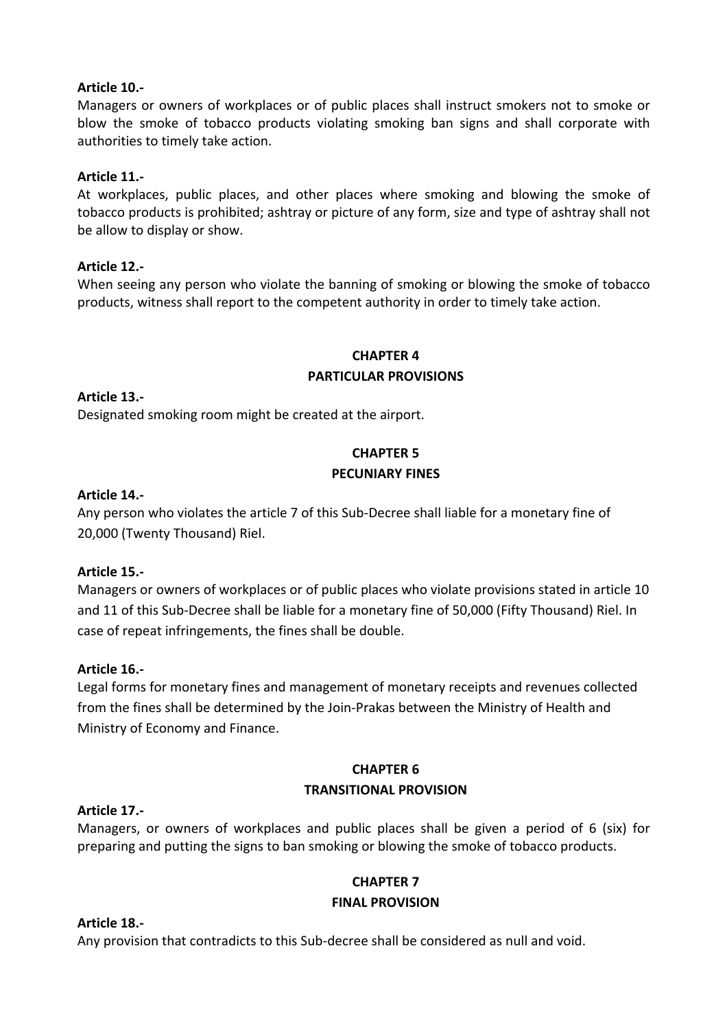**Article 10.-**

Managers or owners of workplaces or of public places shall instruct smokers not to smoke or blow the smoke of tobacco products violating smoking ban signs and shall corporate with authorities to timely take action.

**Article 11.-**

At workplaces, public places, and other places where smoking and blowing the smoke of tobacco products is prohibited; ashtray or picture of any form, size and type of ashtray shall not be allow to display or show.

**Article 12.-**

When seeing any person who violate the banning of smoking or blowing the smoke of tobacco products, witness shall report to the competent authority in order to timely take action.

## CHAPTER 4
## PARTICULAR PROVISIONS

**Article 13.-**

Designated smoking room might be created at the airport.

## CHAPTER 5
## PECUNIARY FINES

**Article 14.-**

Any person who violates the article 7 of this Sub-Decree shall liable for a monetary fine of 20,000 (Twenty Thousand) Riel.

**Article 15.-**

Managers or owners of workplaces or of public places who violate provisions stated in article 10 and 11 of this Sub-Decree shall be liable for a monetary fine of 50,000 (Fifty Thousand) Riel. In case of repeat infringements, the fines shall be double.

**Article 16.-**

Legal forms for monetary fines and management of monetary receipts and revenues collected from the fines shall be determined by the Join-Prakas between the Ministry of Health and Ministry of Economy and Finance.

## CHAPTER 6
## TRANSITIONAL PROVISION

**Article 17.-**

Managers, or owners of workplaces and public places shall be given a period of 6 (six) for preparing and putting the signs to ban smoking or blowing the smoke of tobacco products.

## CHAPTER 7
## FINAL PROVISION

**Article 18.-**

Any provision that contradicts to this Sub-decree shall be considered as null and void.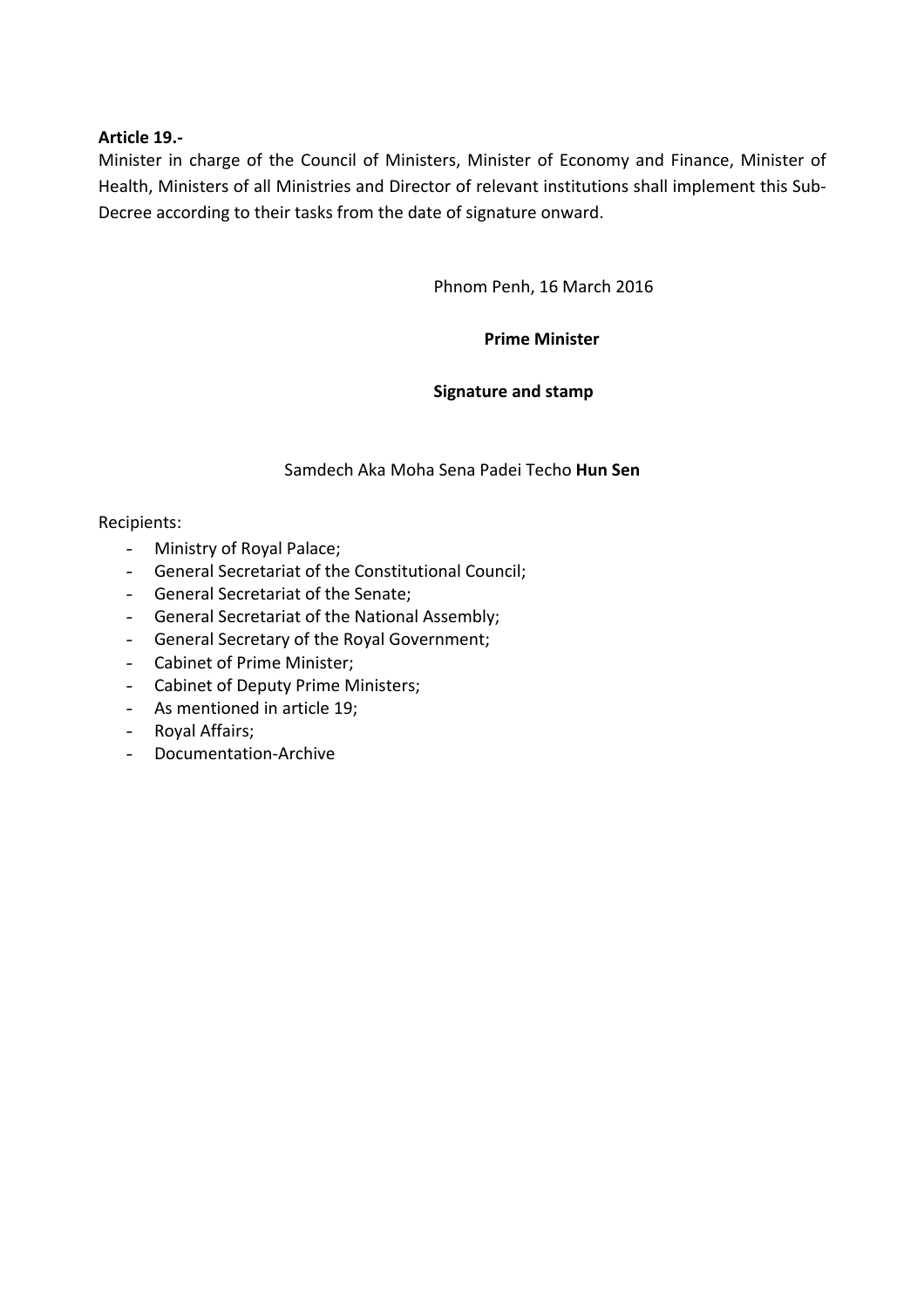**Article 19.-**

Minister in charge of the Council of Ministers, Minister of Economy and Finance, Minister of Health, Ministers of all Ministries and Director of relevant institutions shall implement this Sub-Decree according to their tasks from the date of signature onward.

Phnom Penh, 16 March 2016

**Prime Minister**

**Signature and stamp**

Samdech Aka Moha Sena Padei Techo **Hun Sen**

Recipients:

- Ministry of Royal Palace;
- General Secretariat of the Constitutional Council;
- General Secretariat of the Senate;
- General Secretariat of the National Assembly;
- General Secretary of the Royal Government;
- Cabinet of Prime Minister;
- Cabinet of Deputy Prime Ministers;
- As mentioned in article 19;
- Royal Affairs;
- Documentation-Archive